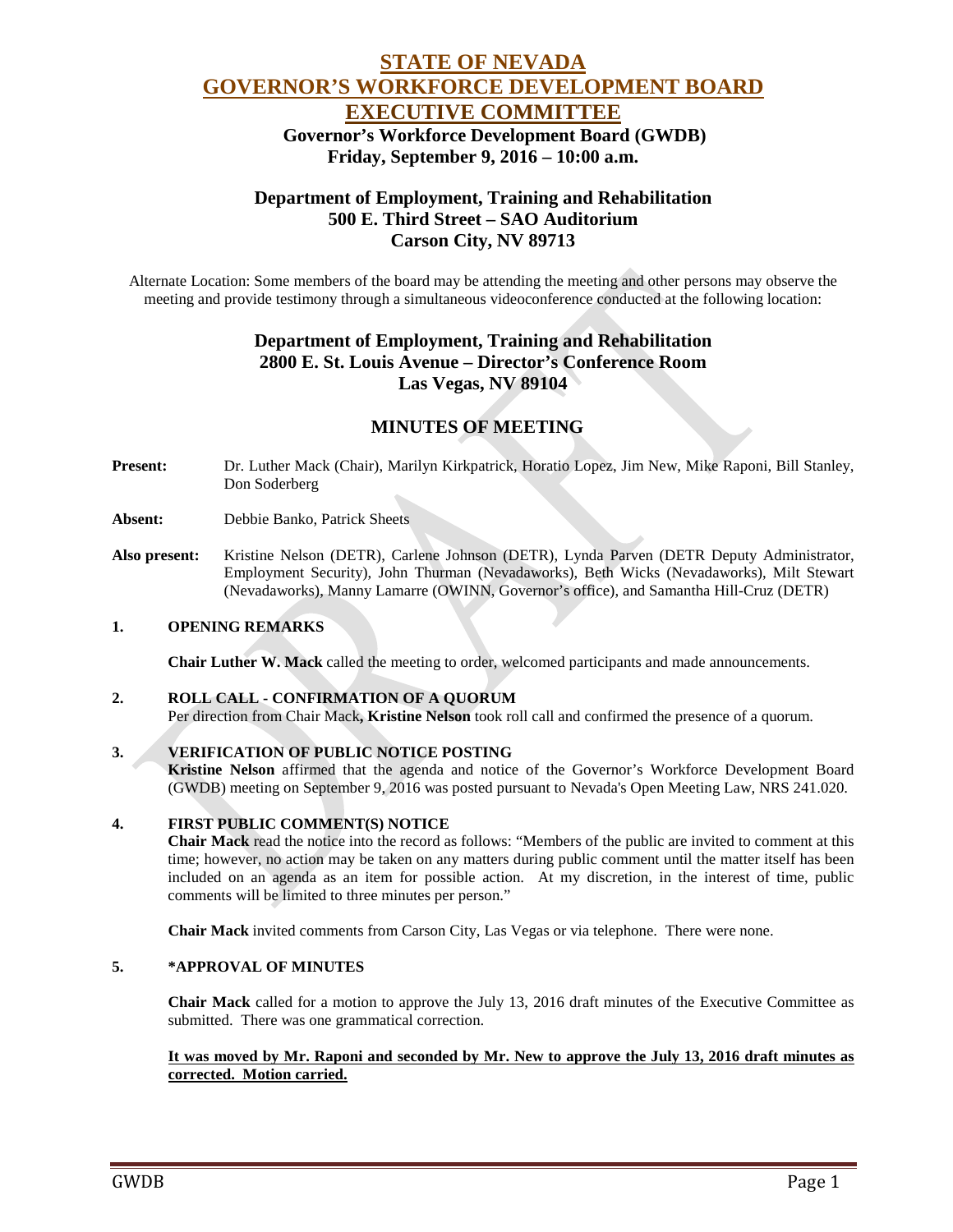# STATE OF NEVADA
# GOVERNOR'S WORKFORCE DEVELOPMENT BOARD
# EXECUTIVE COMMITTEE

**Governor's Workforce Development Board (GWDB)**
**Friday, September 9, 2016 – 10:00 a.m.**

**Department of Employment, Training and Rehabilitation**
**500 E. Third Street – SAO Auditorium**
**Carson City, NV 89713**

Alternate Location: Some members of the board may be attending the meeting and other persons may observe the meeting and provide testimony through a simultaneous videoconference conducted at the following location:

**Department of Employment, Training and Rehabilitation**
**2800 E. St. Louis Avenue – Director's Conference Room**
**Las Vegas, NV 89104**

## MINUTES OF MEETING

**Present:** Dr. Luther Mack (Chair), Marilyn Kirkpatrick, Horatio Lopez, Jim New, Mike Raponi, Bill Stanley, Don Soderberg

**Absent:** Debbie Banko, Patrick Sheets

**Also present:** Kristine Nelson (DETR), Carlene Johnson (DETR), Lynda Parven (DETR Deputy Administrator, Employment Security), John Thurman (Nevadaworks), Beth Wicks (Nevadaworks), Milt Stewart (Nevadaworks), Manny Lamarre (OWINN, Governor's office), and Samantha Hill-Cruz (DETR)

### 1. OPENING REMARKS

**Chair Luther W. Mack** called the meeting to order, welcomed participants and made announcements.

### 2. ROLL CALL - CONFIRMATION OF A QUORUM

Per direction from Chair Mack**, Kristine Nelson** took roll call and confirmed the presence of a quorum.

### 3. VERIFICATION OF PUBLIC NOTICE POSTING

**Kristine Nelson** affirmed that the agenda and notice of the Governor's Workforce Development Board (GWDB) meeting on September 9, 2016 was posted pursuant to Nevada's Open Meeting Law, NRS 241.020.

### 4. FIRST PUBLIC COMMENT(S) NOTICE

**Chair Mack** read the notice into the record as follows: "Members of the public are invited to comment at this time; however, no action may be taken on any matters during public comment until the matter itself has been included on an agenda as an item for possible action. At my discretion, in the interest of time, public comments will be limited to three minutes per person."

**Chair Mack** invited comments from Carson City, Las Vegas or via telephone. There were none.

### 5. *APPROVAL OF MINUTES

**Chair Mack** called for a motion to approve the July 13, 2016 draft minutes of the Executive Committee as submitted. There was one grammatical correction.

**It was moved by Mr. Raponi and seconded by Mr. New to approve the July 13, 2016 draft minutes as corrected. Motion carried.**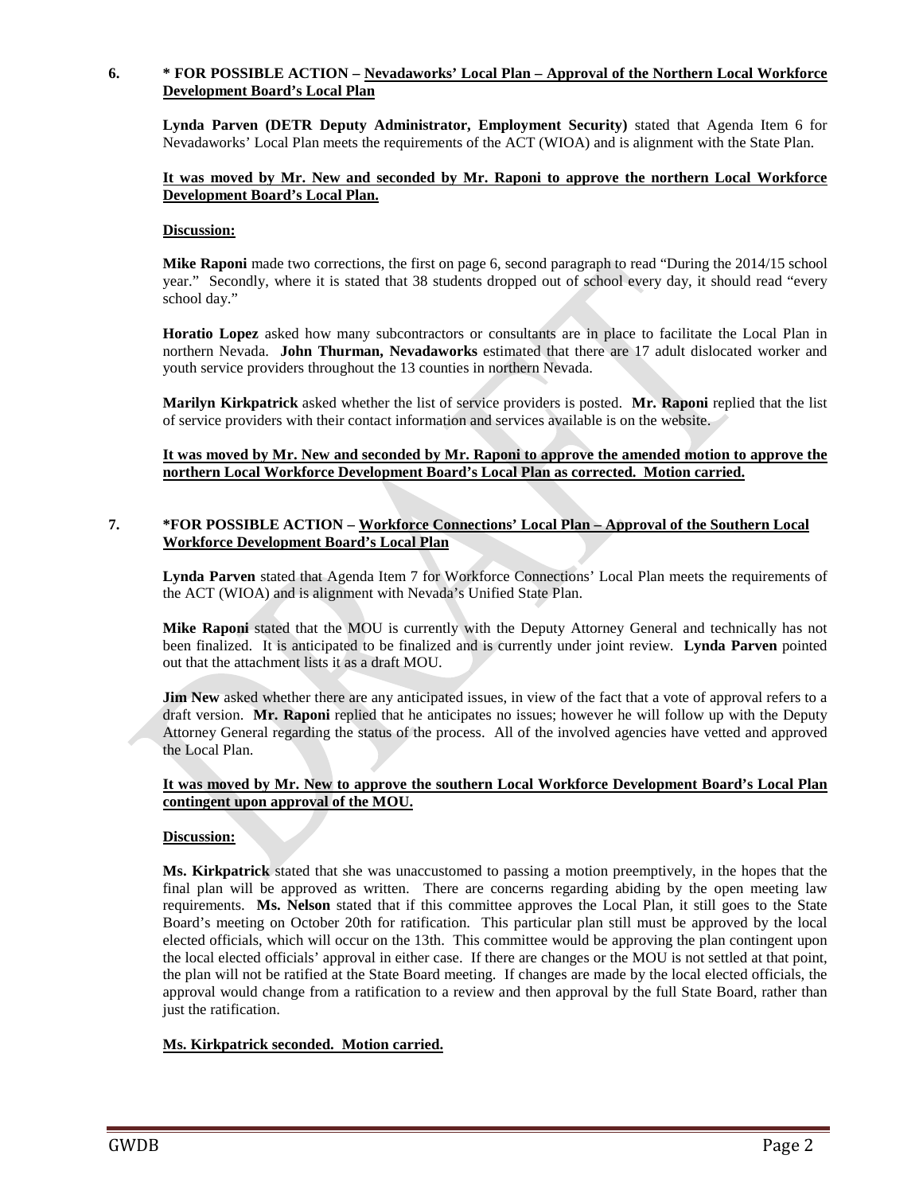**6. * FOR POSSIBLE ACTION – Nevadaworks' Local Plan – Approval of the Northern Local Workforce Development Board's Local Plan**

**Lynda Parven (DETR Deputy Administrator, Employment Security)** stated that Agenda Item 6 for Nevadaworks' Local Plan meets the requirements of the ACT (WIOA) and is alignment with the State Plan.

**It was moved by Mr. New and seconded by Mr. Raponi to approve the northern Local Workforce Development Board's Local Plan.**

**Discussion:**

**Mike Raponi** made two corrections, the first on page 6, second paragraph to read "During the 2014/15 school year." Secondly, where it is stated that 38 students dropped out of school every day, it should read "every school day."

**Horatio Lopez** asked how many subcontractors or consultants are in place to facilitate the Local Plan in northern Nevada. **John Thurman, Nevadaworks** estimated that there are 17 adult dislocated worker and youth service providers throughout the 13 counties in northern Nevada.

**Marilyn Kirkpatrick** asked whether the list of service providers is posted. **Mr. Raponi** replied that the list of service providers with their contact information and services available is on the website.

**It was moved by Mr. New and seconded by Mr. Raponi to approve the amended motion to approve the northern Local Workforce Development Board's Local Plan as corrected. Motion carried.**

**7. *FOR POSSIBLE ACTION – Workforce Connections' Local Plan – Approval of the Southern Local Workforce Development Board's Local Plan**

**Lynda Parven** stated that Agenda Item 7 for Workforce Connections' Local Plan meets the requirements of the ACT (WIOA) and is alignment with Nevada's Unified State Plan.

**Mike Raponi** stated that the MOU is currently with the Deputy Attorney General and technically has not been finalized. It is anticipated to be finalized and is currently under joint review. **Lynda Parven** pointed out that the attachment lists it as a draft MOU.

**Jim New** asked whether there are any anticipated issues, in view of the fact that a vote of approval refers to a draft version. **Mr. Raponi** replied that he anticipates no issues; however he will follow up with the Deputy Attorney General regarding the status of the process. All of the involved agencies have vetted and approved the Local Plan.

**It was moved by Mr. New to approve the southern Local Workforce Development Board's Local Plan contingent upon approval of the MOU.**

**Discussion:**

**Ms. Kirkpatrick** stated that she was unaccustomed to passing a motion preemptively, in the hopes that the final plan will be approved as written. There are concerns regarding abiding by the open meeting law requirements. **Ms. Nelson** stated that if this committee approves the Local Plan, it still goes to the State Board's meeting on October 20th for ratification. This particular plan still must be approved by the local elected officials, which will occur on the 13th. This committee would be approving the plan contingent upon the local elected officials' approval in either case. If there are changes or the MOU is not settled at that point, the plan will not be ratified at the State Board meeting. If changes are made by the local elected officials, the approval would change from a ratification to a review and then approval by the full State Board, rather than just the ratification.

**Ms. Kirkpatrick seconded. Motion carried.**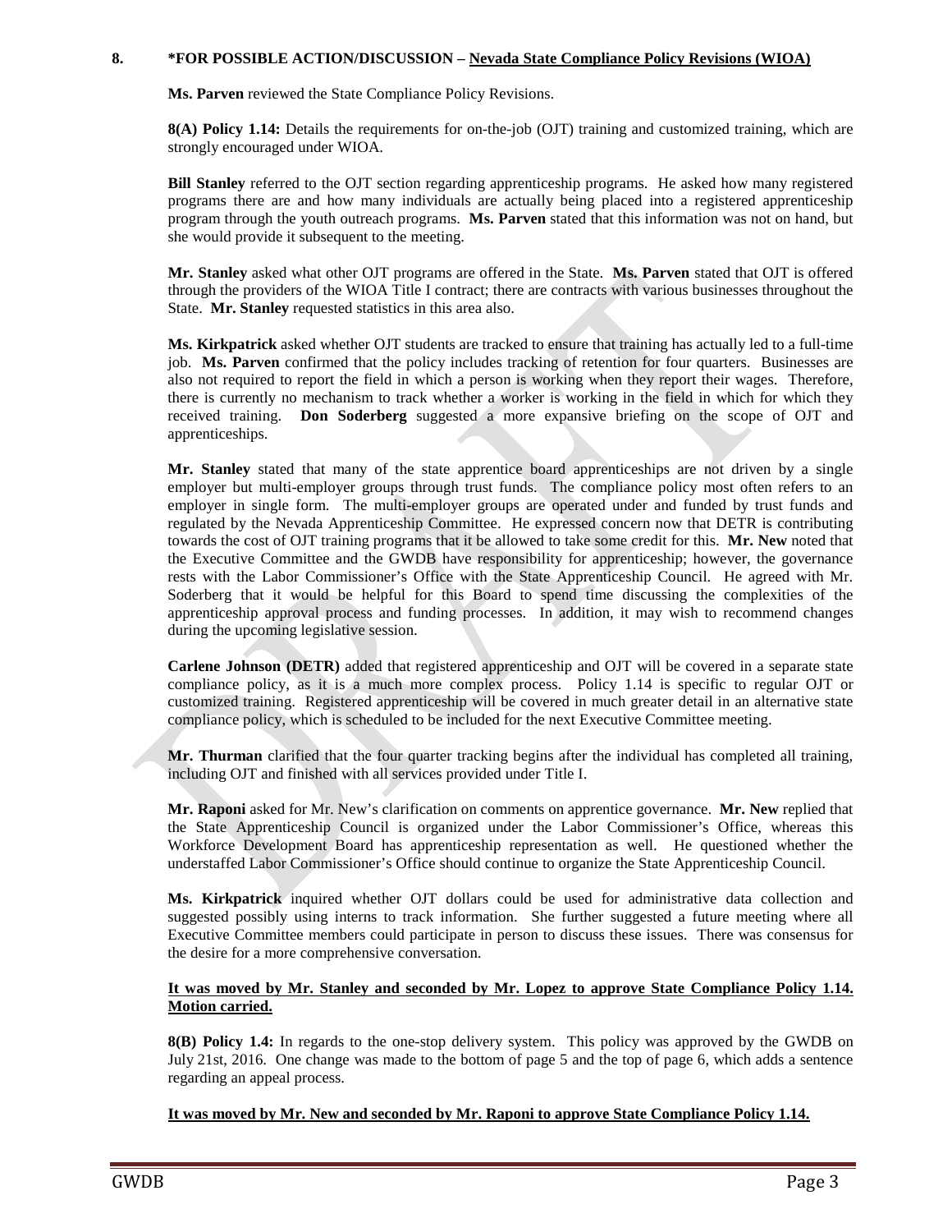**8. \*FOR POSSIBLE ACTION/DISCUSSION – Nevada State Compliance Policy Revisions (WIOA)**

**Ms. Parven** reviewed the State Compliance Policy Revisions.

**8(A) Policy 1.14:** Details the requirements for on-the-job (OJT) training and customized training, which are strongly encouraged under WIOA.

**Bill Stanley** referred to the OJT section regarding apprenticeship programs. He asked how many registered programs there are and how many individuals are actually being placed into a registered apprenticeship program through the youth outreach programs. **Ms. Parven** stated that this information was not on hand, but she would provide it subsequent to the meeting.

**Mr. Stanley** asked what other OJT programs are offered in the State. **Ms. Parven** stated that OJT is offered through the providers of the WIOA Title I contract; there are contracts with various businesses throughout the State. **Mr. Stanley** requested statistics in this area also.

**Ms. Kirkpatrick** asked whether OJT students are tracked to ensure that training has actually led to a full-time job. **Ms. Parven** confirmed that the policy includes tracking of retention for four quarters. Businesses are also not required to report the field in which a person is working when they report their wages. Therefore, there is currently no mechanism to track whether a worker is working in the field in which for which they received training. **Don Soderberg** suggested a more expansive briefing on the scope of OJT and apprenticeships.

**Mr. Stanley** stated that many of the state apprentice board apprenticeships are not driven by a single employer but multi-employer groups through trust funds. The compliance policy most often refers to an employer in single form. The multi-employer groups are operated under and funded by trust funds and regulated by the Nevada Apprenticeship Committee. He expressed concern now that DETR is contributing towards the cost of OJT training programs that it be allowed to take some credit for this. **Mr. New** noted that the Executive Committee and the GWDB have responsibility for apprenticeship; however, the governance rests with the Labor Commissioner's Office with the State Apprenticeship Council. He agreed with Mr. Soderberg that it would be helpful for this Board to spend time discussing the complexities of the apprenticeship approval process and funding processes. In addition, it may wish to recommend changes during the upcoming legislative session.

**Carlene Johnson (DETR)** added that registered apprenticeship and OJT will be covered in a separate state compliance policy, as it is a much more complex process. Policy 1.14 is specific to regular OJT or customized training. Registered apprenticeship will be covered in much greater detail in an alternative state compliance policy, which is scheduled to be included for the next Executive Committee meeting.

**Mr. Thurman** clarified that the four quarter tracking begins after the individual has completed all training, including OJT and finished with all services provided under Title I.

**Mr. Raponi** asked for Mr. New's clarification on comments on apprentice governance. **Mr. New** replied that the State Apprenticeship Council is organized under the Labor Commissioner's Office, whereas this Workforce Development Board has apprenticeship representation as well. He questioned whether the understaffed Labor Commissioner's Office should continue to organize the State Apprenticeship Council.

**Ms. Kirkpatrick** inquired whether OJT dollars could be used for administrative data collection and suggested possibly using interns to track information. She further suggested a future meeting where all Executive Committee members could participate in person to discuss these issues. There was consensus for the desire for a more comprehensive conversation.

**It was moved by Mr. Stanley and seconded by Mr. Lopez to approve State Compliance Policy 1.14. Motion carried.**

**8(B) Policy 1.4:** In regards to the one-stop delivery system. This policy was approved by the GWDB on July 21st, 2016. One change was made to the bottom of page 5 and the top of page 6, which adds a sentence regarding an appeal process.

**It was moved by Mr. New and seconded by Mr. Raponi to approve State Compliance Policy 1.14.**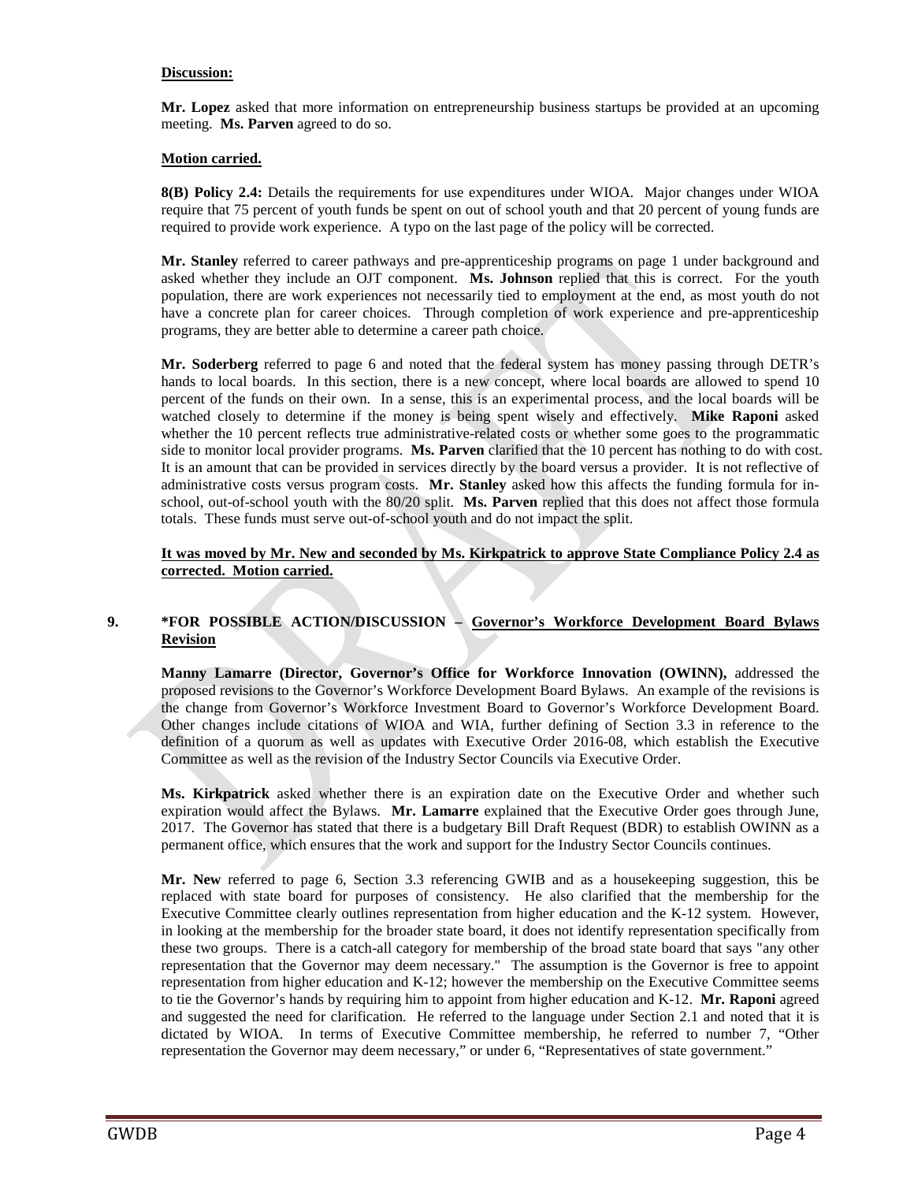**Discussion:**

**Mr. Lopez** asked that more information on entrepreneurship business startups be provided at an upcoming meeting. **Ms. Parven** agreed to do so.

**Motion carried.**

**8(B) Policy 2.4:** Details the requirements for use expenditures under WIOA. Major changes under WIOA require that 75 percent of youth funds be spent on out of school youth and that 20 percent of young funds are required to provide work experience. A typo on the last page of the policy will be corrected.

**Mr. Stanley** referred to career pathways and pre-apprenticeship programs on page 1 under background and asked whether they include an OJT component. **Ms. Johnson** replied that this is correct. For the youth population, there are work experiences not necessarily tied to employment at the end, as most youth do not have a concrete plan for career choices. Through completion of work experience and pre-apprenticeship programs, they are better able to determine a career path choice.

**Mr. Soderberg** referred to page 6 and noted that the federal system has money passing through DETR's hands to local boards. In this section, there is a new concept, where local boards are allowed to spend 10 percent of the funds on their own. In a sense, this is an experimental process, and the local boards will be watched closely to determine if the money is being spent wisely and effectively. **Mike Raponi** asked whether the 10 percent reflects true administrative-related costs or whether some goes to the programmatic side to monitor local provider programs. **Ms. Parven** clarified that the 10 percent has nothing to do with cost. It is an amount that can be provided in services directly by the board versus a provider. It is not reflective of administrative costs versus program costs. **Mr. Stanley** asked how this affects the funding formula for in-school, out-of-school youth with the 80/20 split. **Ms. Parven** replied that this does not affect those formula totals. These funds must serve out-of-school youth and do not impact the split.

**It was moved by Mr. New and seconded by Ms. Kirkpatrick to approve State Compliance Policy 2.4 as corrected. Motion carried.**

**9. \*FOR POSSIBLE ACTION/DISCUSSION – Governor's Workforce Development Board Bylaws Revision**

**Manny Lamarre (Director, Governor's Office for Workforce Innovation (OWINN),** addressed the proposed revisions to the Governor's Workforce Development Board Bylaws. An example of the revisions is the change from Governor's Workforce Investment Board to Governor's Workforce Development Board. Other changes include citations of WIOA and WIA, further defining of Section 3.3 in reference to the definition of a quorum as well as updates with Executive Order 2016-08, which establish the Executive Committee as well as the revision of the Industry Sector Councils via Executive Order.

**Ms. Kirkpatrick** asked whether there is an expiration date on the Executive Order and whether such expiration would affect the Bylaws. **Mr. Lamarre** explained that the Executive Order goes through June, 2017. The Governor has stated that there is a budgetary Bill Draft Request (BDR) to establish OWINN as a permanent office, which ensures that the work and support for the Industry Sector Councils continues.

**Mr. New** referred to page 6, Section 3.3 referencing GWIB and as a housekeeping suggestion, this be replaced with state board for purposes of consistency. He also clarified that the membership for the Executive Committee clearly outlines representation from higher education and the K-12 system. However, in looking at the membership for the broader state board, it does not identify representation specifically from these two groups. There is a catch-all category for membership of the broad state board that says "any other representation that the Governor may deem necessary." The assumption is the Governor is free to appoint representation from higher education and K-12; however the membership on the Executive Committee seems to tie the Governor's hands by requiring him to appoint from higher education and K-12. **Mr. Raponi** agreed and suggested the need for clarification. He referred to the language under Section 2.1 and noted that it is dictated by WIOA. In terms of Executive Committee membership, he referred to number 7, "Other representation the Governor may deem necessary," or under 6, "Representatives of state government."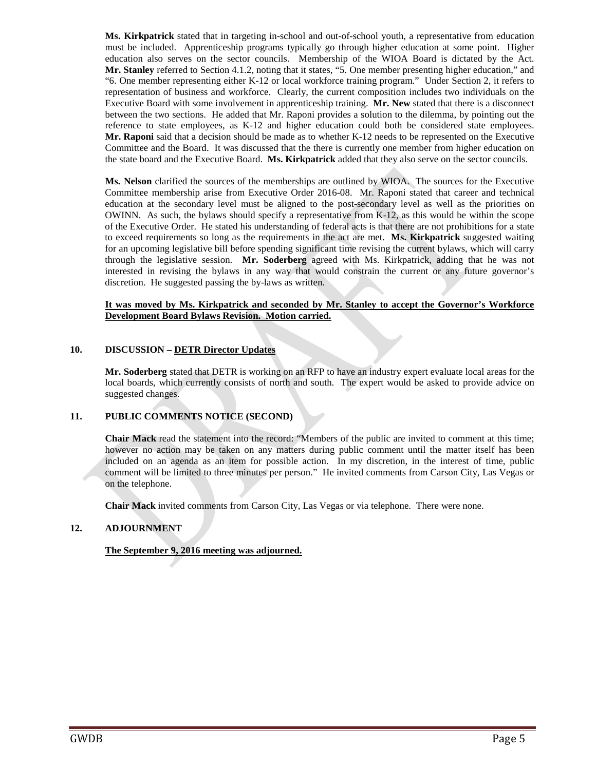**Ms. Kirkpatrick** stated that in targeting in-school and out-of-school youth, a representative from education must be included. Apprenticeship programs typically go through higher education at some point. Higher education also serves on the sector councils. Membership of the WIOA Board is dictated by the Act. **Mr. Stanley** referred to Section 4.1.2, noting that it states, "5. One member presenting higher education," and "6. One member representing either K-12 or local workforce training program." Under Section 2, it refers to representation of business and workforce. Clearly, the current composition includes two individuals on the Executive Board with some involvement in apprenticeship training. **Mr. New** stated that there is a disconnect between the two sections. He added that Mr. Raponi provides a solution to the dilemma, by pointing out the reference to state employees, as K-12 and higher education could both be considered state employees. **Mr. Raponi** said that a decision should be made as to whether K-12 needs to be represented on the Executive Committee and the Board. It was discussed that the there is currently one member from higher education on the state board and the Executive Board. **Ms. Kirkpatrick** added that they also serve on the sector councils.

**Ms. Nelson** clarified the sources of the memberships are outlined by WIOA. The sources for the Executive Committee membership arise from Executive Order 2016-08. Mr. Raponi stated that career and technical education at the secondary level must be aligned to the post-secondary level as well as the priorities on OWINN. As such, the bylaws should specify a representative from K-12, as this would be within the scope of the Executive Order. He stated his understanding of federal acts is that there are not prohibitions for a state to exceed requirements so long as the requirements in the act are met. **Ms. Kirkpatrick** suggested waiting for an upcoming legislative bill before spending significant time revising the current bylaws, which will carry through the legislative session. **Mr. Soderberg** agreed with Ms. Kirkpatrick, adding that he was not interested in revising the bylaws in any way that would constrain the current or any future governor's discretion. He suggested passing the by-laws as written.

**It was moved by Ms. Kirkpatrick and seconded by Mr. Stanley to accept the Governor's Workforce Development Board Bylaws Revision. Motion carried.**

**10. DISCUSSION – DETR Director Updates**

**Mr. Soderberg** stated that DETR is working on an RFP to have an industry expert evaluate local areas for the local boards, which currently consists of north and south. The expert would be asked to provide advice on suggested changes.

**11. PUBLIC COMMENTS NOTICE (SECOND)**

**Chair Mack** read the statement into the record: "Members of the public are invited to comment at this time; however no action may be taken on any matters during public comment until the matter itself has been included on an agenda as an item for possible action. In my discretion, in the interest of time, public comment will be limited to three minutes per person." He invited comments from Carson City, Las Vegas or on the telephone.

**Chair Mack** invited comments from Carson City, Las Vegas or via telephone. There were none.

**12. ADJOURNMENT**

**The September 9, 2016 meeting was adjourned.**